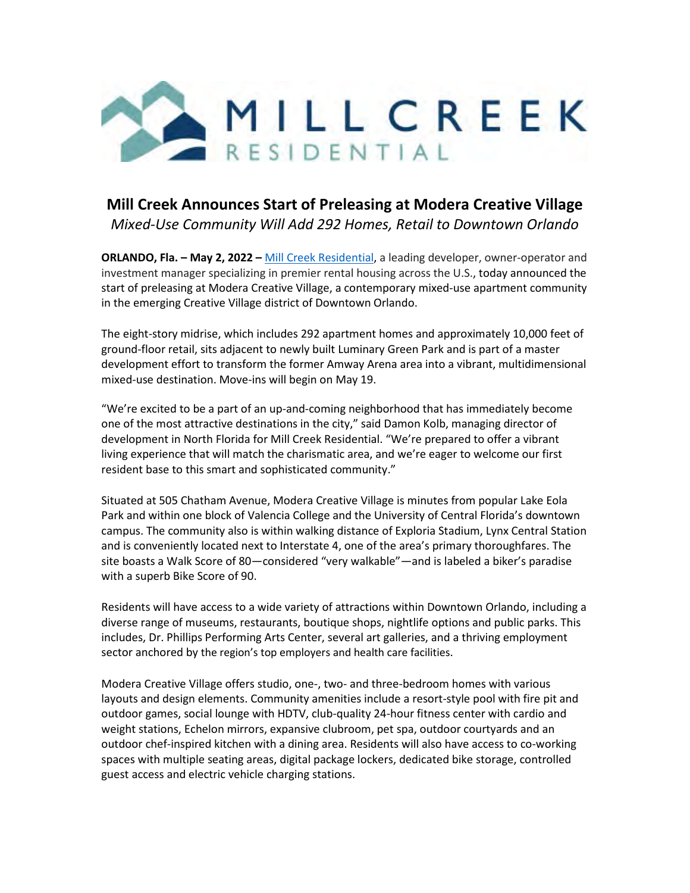MILL CREEK
RESIDENTIAL

# Mill Creek Announces Start of Preleasing at Modera Creative Village

*Mixed-Use Community Will Add 292 Homes, Retail to Downtown Orlando*

**ORLANDO, Fla. – May 2, 2022 –** Mill Creek Residential, a leading developer, owner-operator and investment manager specializing in premier rental housing across the U.S., today announced the start of preleasing at Modera Creative Village, a contemporary mixed-use apartment community in the emerging Creative Village district of Downtown Orlando.

The eight-story midrise, which includes 292 apartment homes and approximately 10,000 feet of ground-floor retail, sits adjacent to newly built Luminary Green Park and is part of a master development effort to transform the former Amway Arena area into a vibrant, multidimensional mixed-use destination. Move-ins will begin on May 19.

"We're excited to be a part of an up-and-coming neighborhood that has immediately become one of the most attractive destinations in the city," said Damon Kolb, managing director of development in North Florida for Mill Creek Residential. "We're prepared to offer a vibrant living experience that will match the charismatic area, and we're eager to welcome our first resident base to this smart and sophisticated community."

Situated at 505 Chatham Avenue, Modera Creative Village is minutes from popular Lake Eola Park and within one block of Valencia College and the University of Central Florida's downtown campus. The community also is within walking distance of Exploria Stadium, Lynx Central Station and is conveniently located next to Interstate 4, one of the area's primary thoroughfares. The site boasts a Walk Score of 80—considered "very walkable"—and is labeled a biker's paradise with a superb Bike Score of 90.

Residents will have access to a wide variety of attractions within Downtown Orlando, including a diverse range of museums, restaurants, boutique shops, nightlife options and public parks. This includes, Dr. Phillips Performing Arts Center, several art galleries, and a thriving employment sector anchored by the region's top employers and health care facilities.

Modera Creative Village offers studio, one-, two- and three-bedroom homes with various layouts and design elements. Community amenities include a resort-style pool with fire pit and outdoor games, social lounge with HDTV, club-quality 24-hour fitness center with cardio and weight stations, Echelon mirrors, expansive clubroom, pet spa, outdoor courtyards and an outdoor chef-inspired kitchen with a dining area. Residents will also have access to co-working spaces with multiple seating areas, digital package lockers, dedicated bike storage, controlled guest access and electric vehicle charging stations.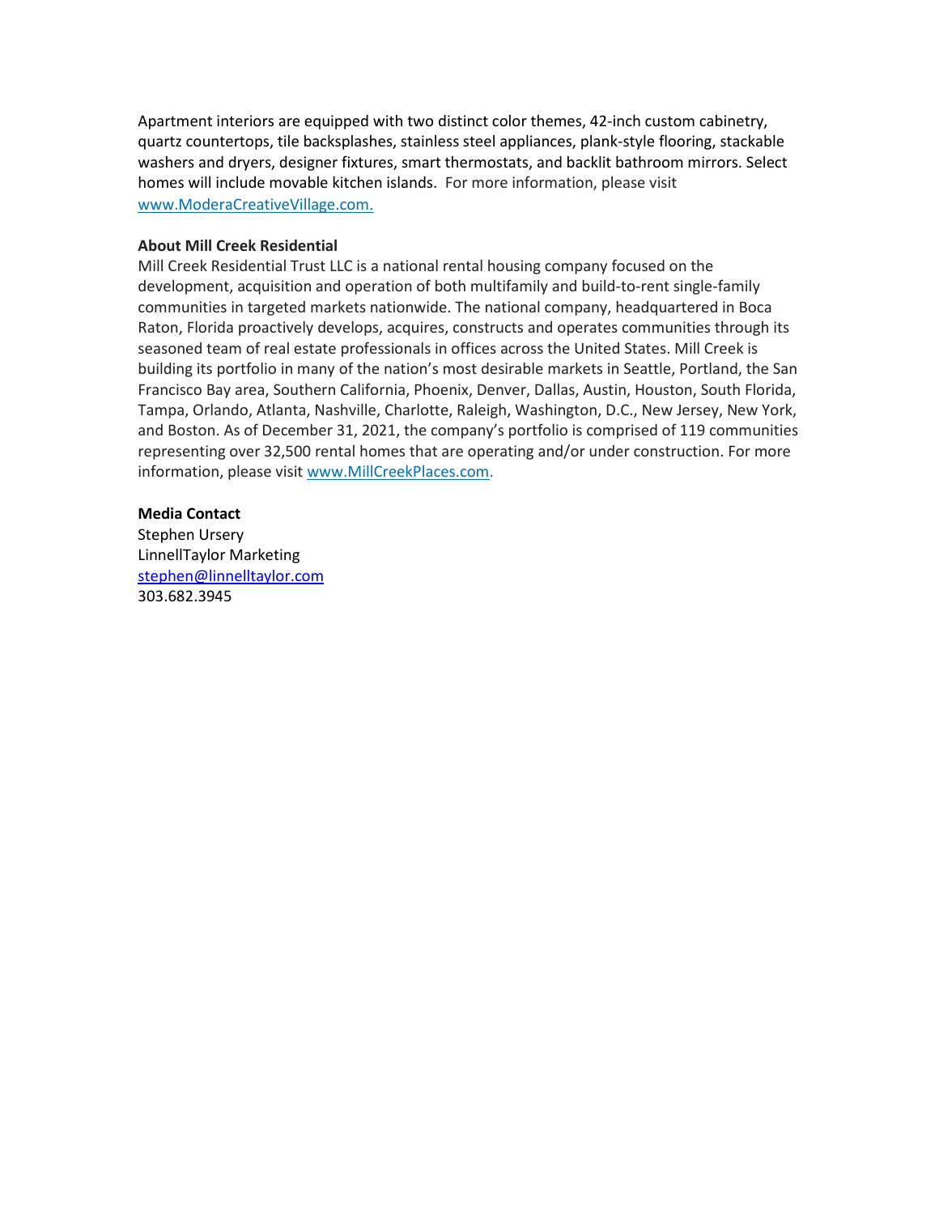Apartment interiors are equipped with two distinct color themes, 42-inch custom cabinetry, quartz countertops, tile backsplashes, stainless steel appliances, plank-style flooring, stackable washers and dryers, designer fixtures, smart thermostats, and backlit bathroom mirrors. Select homes will include movable kitchen islands. For more information, please visit www.ModeraCreativeVillage.com.

**About Mill Creek Residential**

Mill Creek Residential Trust LLC is a national rental housing company focused on the development, acquisition and operation of both multifamily and build-to-rent single-family communities in targeted markets nationwide. The national company, headquartered in Boca Raton, Florida proactively develops, acquires, constructs and operates communities through its seasoned team of real estate professionals in offices across the United States. Mill Creek is building its portfolio in many of the nation's most desirable markets in Seattle, Portland, the San Francisco Bay area, Southern California, Phoenix, Denver, Dallas, Austin, Houston, South Florida, Tampa, Orlando, Atlanta, Nashville, Charlotte, Raleigh, Washington, D.C., New Jersey, New York, and Boston. As of December 31, 2021, the company's portfolio is comprised of 119 communities representing over 32,500 rental homes that are operating and/or under construction. For more information, please visit www.MillCreekPlaces.com.

**Media Contact**

Stephen Ursery

LinnellTaylor Marketing

stephen@linnelltaylor.com

303.682.3945